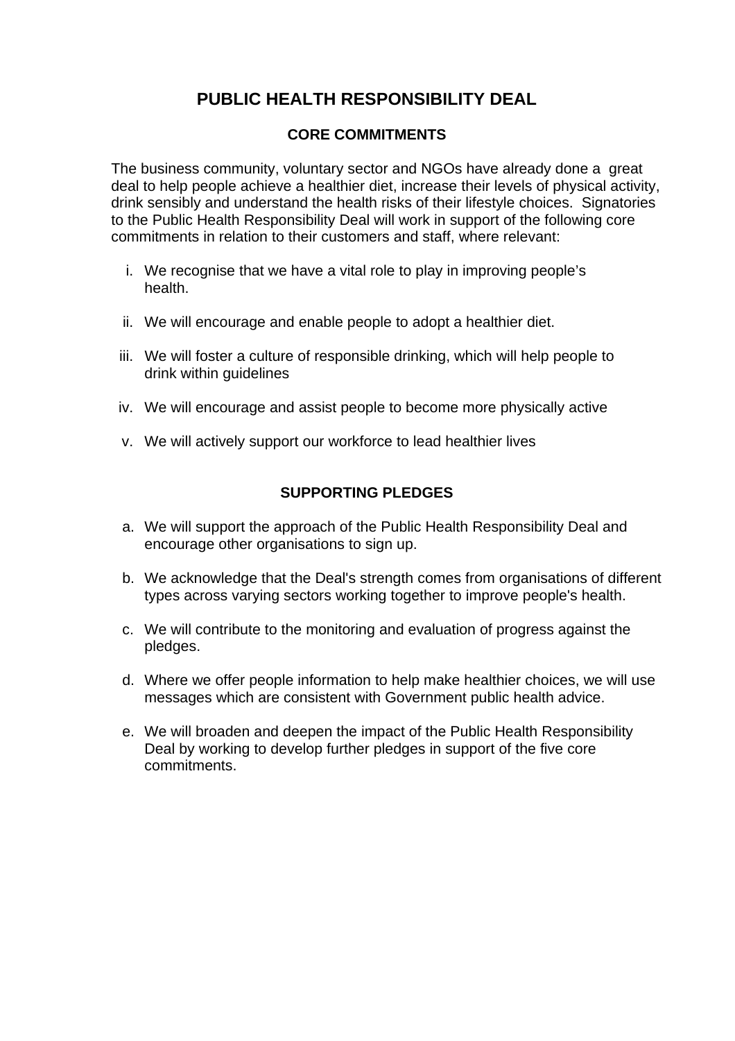# PUBLIC HEALTH RESPONSIBILITY DEAL

## CORE COMMITMENTS

The business community, voluntary sector and NGOs have already done a great deal to help people achieve a healthier diet, increase their levels of physical activity, drink sensibly and understand the health risks of their lifestyle choices. Signatories to the Public Health Responsibility Deal will work in support of the following core commitments in relation to their customers and staff, where relevant:

i. We recognise that we have a vital role to play in improving people's health.

ii. We will encourage and enable people to adopt a healthier diet.

iii. We will foster a culture of responsible drinking, which will help people to drink within guidelines

iv. We will encourage and assist people to become more physically active

v. We will actively support our workforce to lead healthier lives

## SUPPORTING PLEDGES

a. We will support the approach of the Public Health Responsibility Deal and encourage other organisations to sign up.

b. We acknowledge that the Deal's strength comes from organisations of different types across varying sectors working together to improve people's health.

c. We will contribute to the monitoring and evaluation of progress against the pledges.

d. Where we offer people information to help make healthier choices, we will use messages which are consistent with Government public health advice.

e. We will broaden and deepen the impact of the Public Health Responsibility Deal by working to develop further pledges in support of the five core commitments.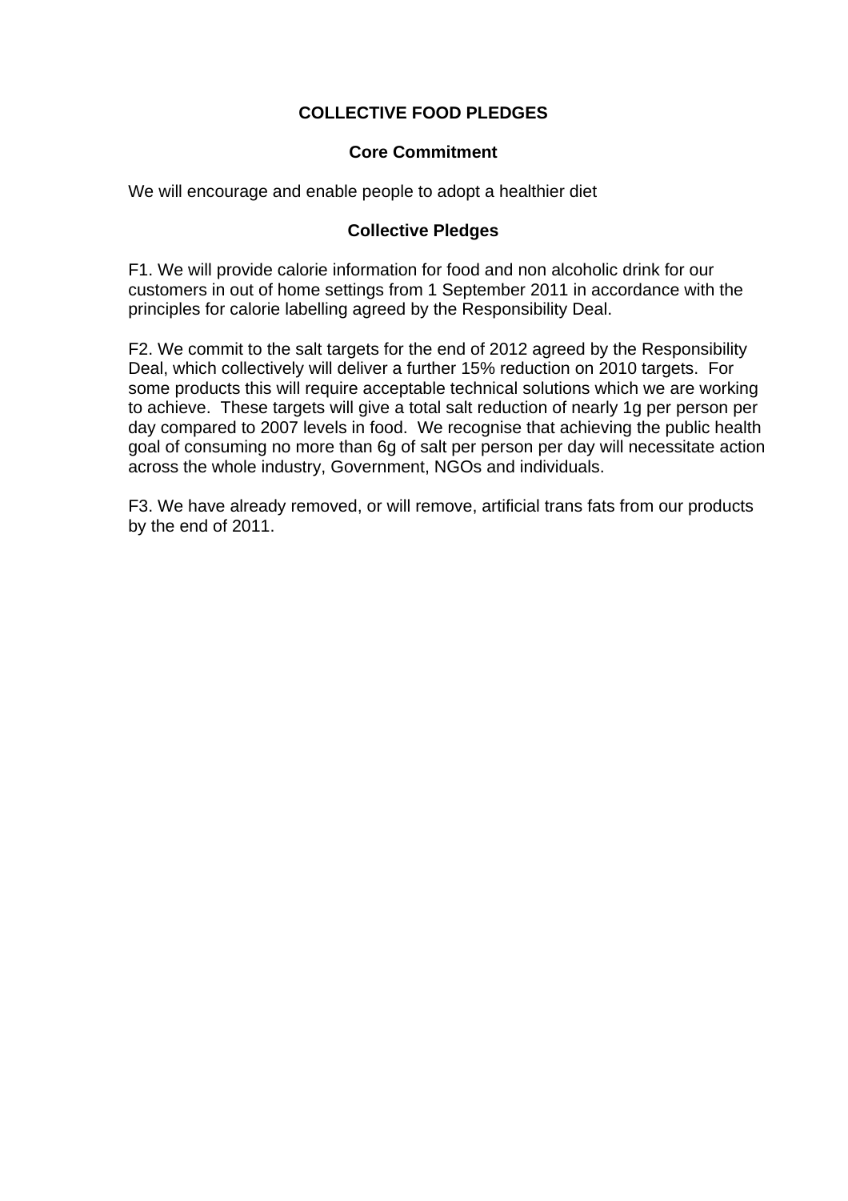# COLLECTIVE FOOD PLEDGES

## Core Commitment

We will encourage and enable people to adopt a healthier diet

## Collective Pledges

F1. We will provide calorie information for food and non alcoholic drink for our customers in out of home settings from 1 September 2011 in accordance with the principles for calorie labelling agreed by the Responsibility Deal.

F2. We commit to the salt targets for the end of 2012 agreed by the Responsibility Deal, which collectively will deliver a further 15% reduction on 2010 targets. For some products this will require acceptable technical solutions which we are working to achieve. These targets will give a total salt reduction of nearly 1g per person per day compared to 2007 levels in food. We recognise that achieving the public health goal of consuming no more than 6g of salt per person per day will necessitate action across the whole industry, Government, NGOs and individuals.

F3. We have already removed, or will remove, artificial trans fats from our products by the end of 2011.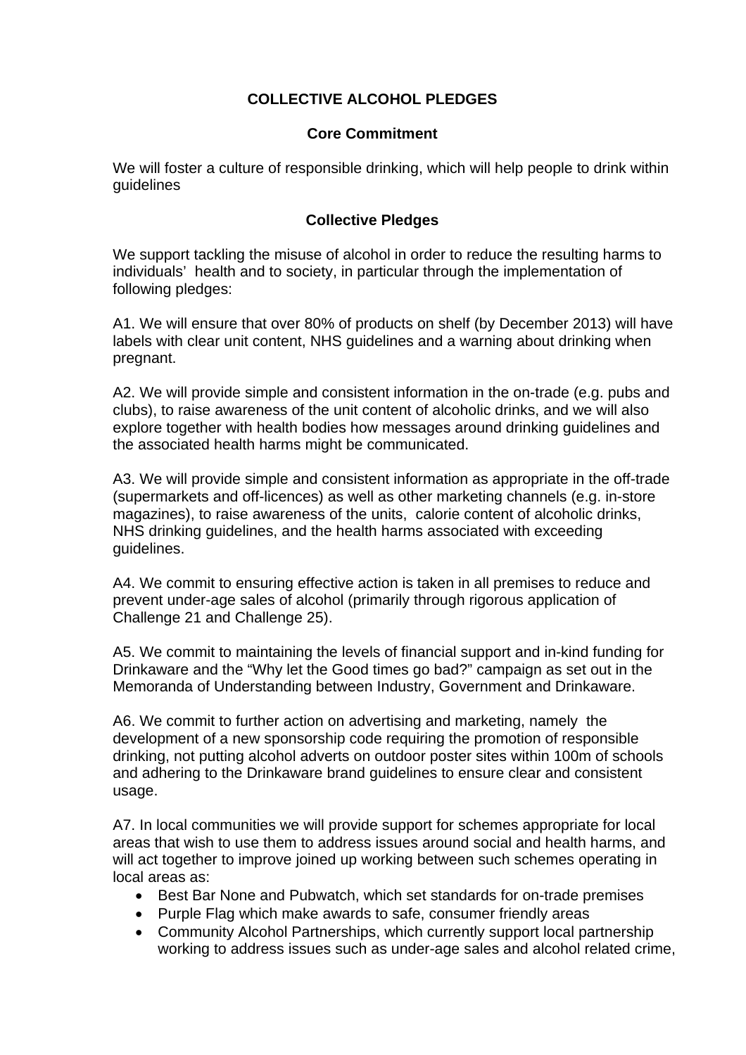## COLLECTIVE ALCOHOL PLEDGES

### Core Commitment

We will foster a culture of responsible drinking, which will help people to drink within guidelines

### Collective Pledges

We support tackling the misuse of alcohol in order to reduce the resulting harms to individuals' health and to society, in particular through the implementation of following pledges:

A1. We will ensure that over 80% of products on shelf (by December 2013) will have labels with clear unit content, NHS guidelines and a warning about drinking when pregnant.

A2. We will provide simple and consistent information in the on-trade (e.g. pubs and clubs), to raise awareness of the unit content of alcoholic drinks, and we will also explore together with health bodies how messages around drinking guidelines and the associated health harms might be communicated.

A3. We will provide simple and consistent information as appropriate in the off-trade (supermarkets and off-licences) as well as other marketing channels (e.g. in-store magazines), to raise awareness of the units, calorie content of alcoholic drinks, NHS drinking guidelines, and the health harms associated with exceeding guidelines.

A4. We commit to ensuring effective action is taken in all premises to reduce and prevent under-age sales of alcohol (primarily through rigorous application of Challenge 21 and Challenge 25).

A5. We commit to maintaining the levels of financial support and in-kind funding for Drinkaware and the "Why let the Good times go bad?" campaign as set out in the Memoranda of Understanding between Industry, Government and Drinkaware.

A6. We commit to further action on advertising and marketing, namely the development of a new sponsorship code requiring the promotion of responsible drinking, not putting alcohol adverts on outdoor poster sites within 100m of schools and adhering to the Drinkaware brand guidelines to ensure clear and consistent usage.

A7. In local communities we will provide support for schemes appropriate for local areas that wish to use them to address issues around social and health harms, and will act together to improve joined up working between such schemes operating in local areas as:

- Best Bar None and Pubwatch, which set standards for on-trade premises
- Purple Flag which make awards to safe, consumer friendly areas
- Community Alcohol Partnerships, which currently support local partnership working to address issues such as under-age sales and alcohol related crime,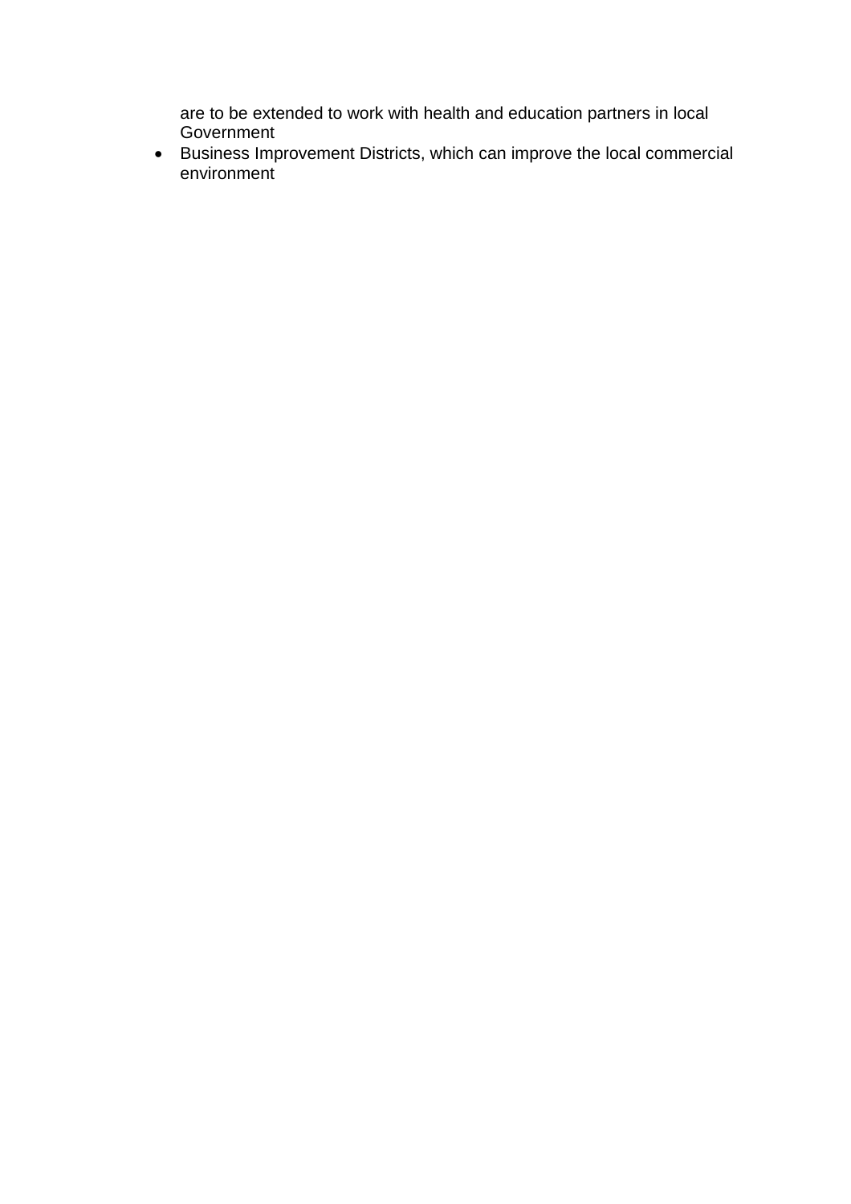are to be extended to work with health and education partners in local Government

- Business Improvement Districts, which can improve the local commercial environment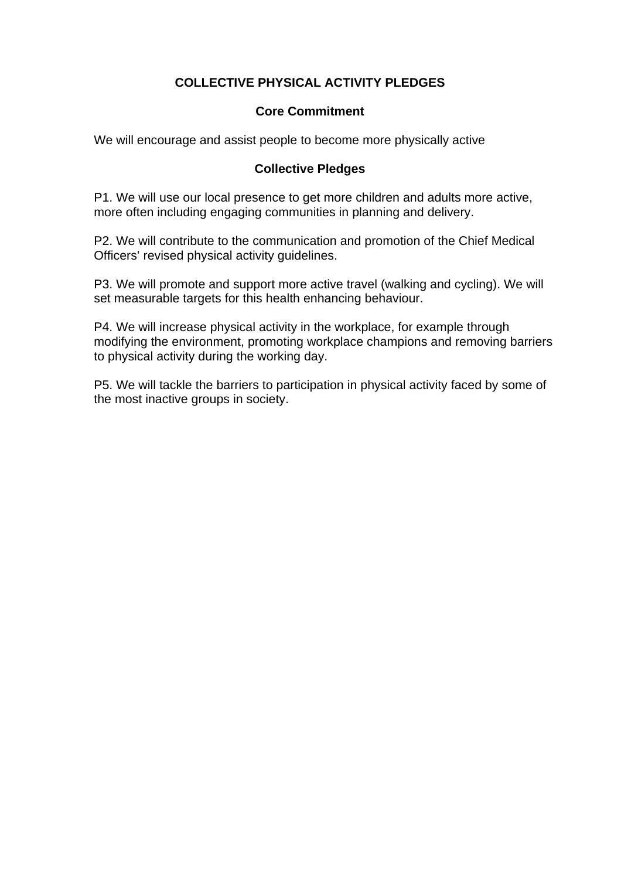# COLLECTIVE PHYSICAL ACTIVITY PLEDGES

## Core Commitment

We will encourage and assist people to become more physically active

## Collective Pledges

P1. We will use our local presence to get more children and adults more active, more often including engaging communities in planning and delivery.

P2. We will contribute to the communication and promotion of the Chief Medical Officers' revised physical activity guidelines.

P3. We will promote and support more active travel (walking and cycling). We will set measurable targets for this health enhancing behaviour.

P4. We will increase physical activity in the workplace, for example through modifying the environment, promoting workplace champions and removing barriers to physical activity during the working day.

P5. We will tackle the barriers to participation in physical activity faced by some of the most inactive groups in society.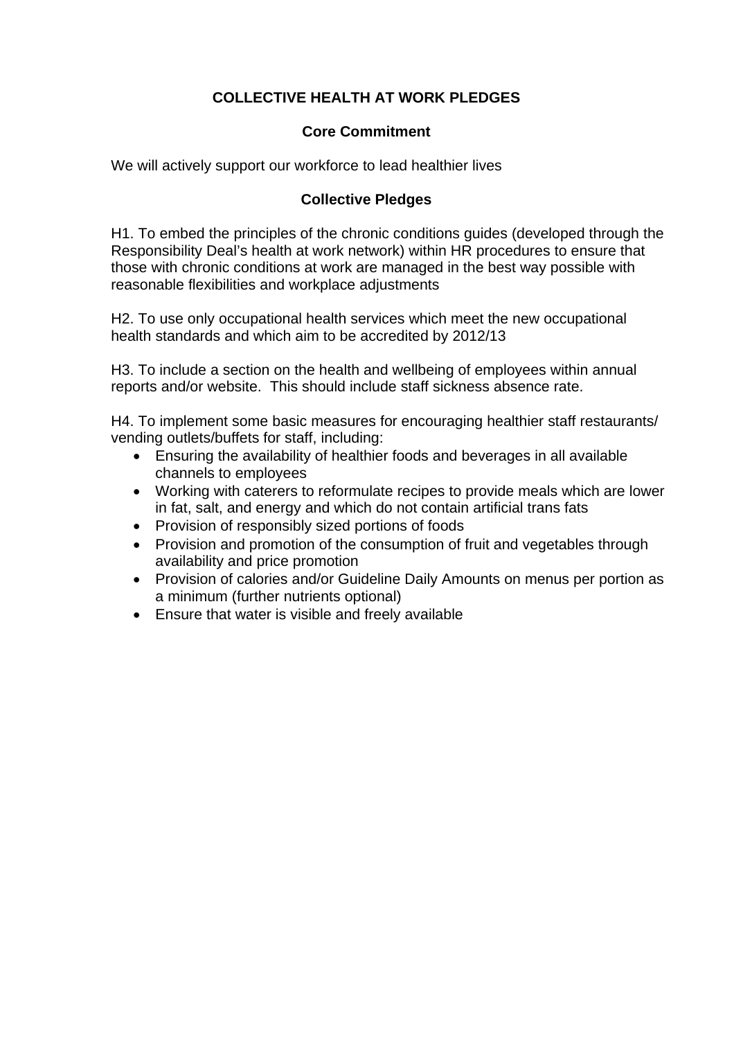# COLLECTIVE HEALTH AT WORK PLEDGES

## Core Commitment

We will actively support our workforce to lead healthier lives

## Collective Pledges

H1. To embed the principles of the chronic conditions guides (developed through the Responsibility Deal's health at work network) within HR procedures to ensure that those with chronic conditions at work are managed in the best way possible with reasonable flexibilities and workplace adjustments

H2. To use only occupational health services which meet the new occupational health standards and which aim to be accredited by 2012/13

H3. To include a section on the health and wellbeing of employees within annual reports and/or website. This should include staff sickness absence rate.

H4. To implement some basic measures for encouraging healthier staff restaurants/ vending outlets/buffets for staff, including:

- Ensuring the availability of healthier foods and beverages in all available channels to employees
- Working with caterers to reformulate recipes to provide meals which are lower in fat, salt, and energy and which do not contain artificial trans fats
- Provision of responsibly sized portions of foods
- Provision and promotion of the consumption of fruit and vegetables through availability and price promotion
- Provision of calories and/or Guideline Daily Amounts on menus per portion as a minimum (further nutrients optional)
- Ensure that water is visible and freely available